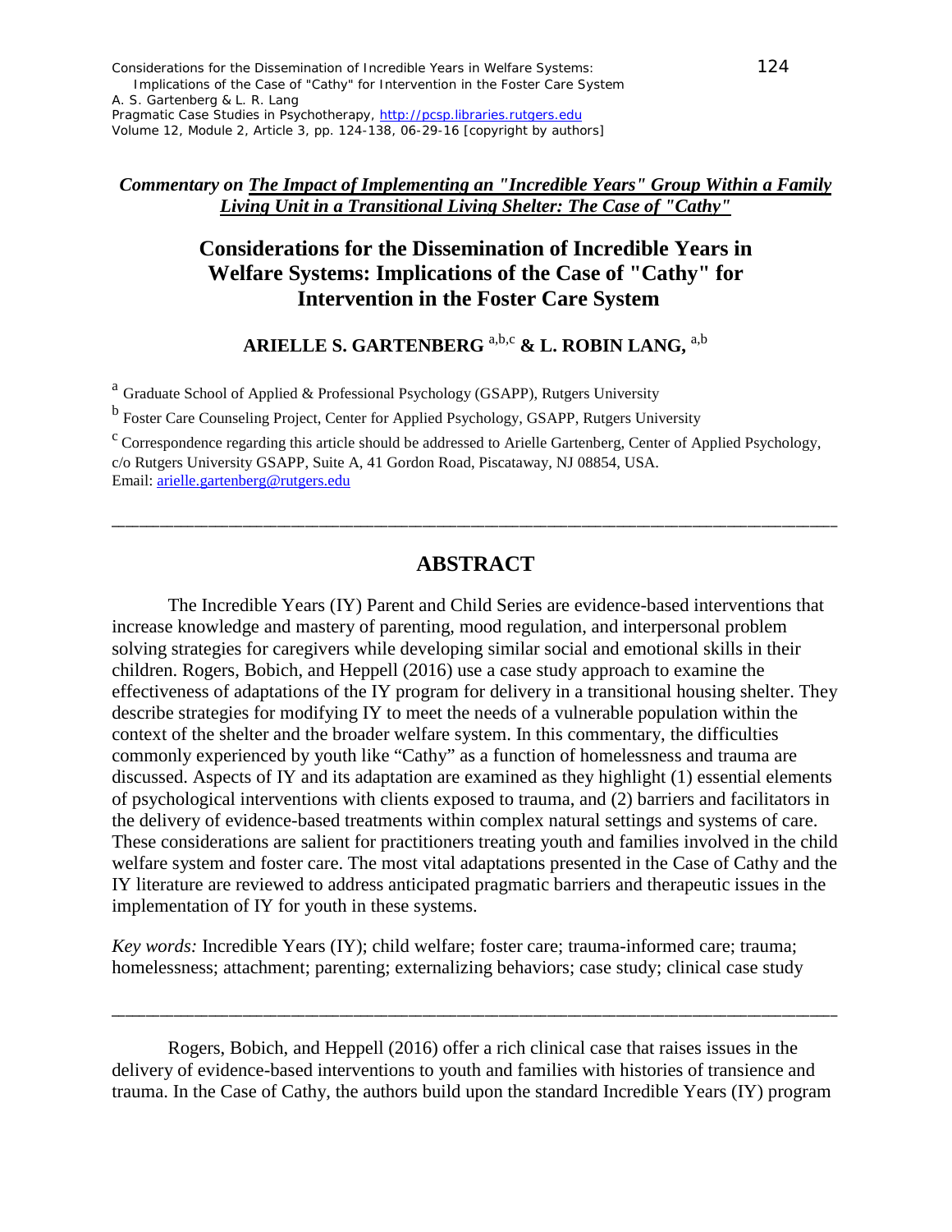*Commentary on **The Impact of Implementing an "Incredible Years" Group Within a Family Living Unit in a Transitional Living Shelter: The Case of "Cathy"***

# Considerations for the Dissemination of Incredible Years in Welfare Systems: Implications of the Case of "Cathy" for Intervention in the Foster Care System

**ARIELLE S. GARTENBERG [a,b,c] & L. ROBIN LANG, [a,b]**

[a] Graduate School of Applied & Professional Psychology (GSAPP), Rutgers University

[b] Foster Care Counseling Project, Center for Applied Psychology, GSAPP, Rutgers University

[c] Correspondence regarding this article should be addressed to Arielle Gartenberg, Center of Applied Psychology, c/o Rutgers University GSAPP, Suite A, 41 Gordon Road, Piscataway, NJ 08854, USA. Email: arielle.gartenberg@rutgers.edu

---

## ABSTRACT

The Incredible Years (IY) Parent and Child Series are evidence-based interventions that increase knowledge and mastery of parenting, mood regulation, and interpersonal problem solving strategies for caregivers while developing similar social and emotional skills in their children. Rogers, Bobich, and Heppell (2016) use a case study approach to examine the effectiveness of adaptations of the IY program for delivery in a transitional housing shelter. They describe strategies for modifying IY to meet the needs of a vulnerable population within the context of the shelter and the broader welfare system. In this commentary, the difficulties commonly experienced by youth like "Cathy" as a function of homelessness and trauma are discussed. Aspects of IY and its adaptation are examined as they highlight (1) essential elements of psychological interventions with clients exposed to trauma, and (2) barriers and facilitators in the delivery of evidence-based treatments within complex natural settings and systems of care. These considerations are salient for practitioners treating youth and families involved in the child welfare system and foster care. The most vital adaptations presented in the Case of Cathy and the IY literature are reviewed to address anticipated pragmatic barriers and therapeutic issues in the implementation of IY for youth in these systems.

*Key words:* Incredible Years (IY); child welfare; foster care; trauma-informed care; trauma; homelessness; attachment; parenting; externalizing behaviors; case study; clinical case study

---

Rogers, Bobich, and Heppell (2016) offer a rich clinical case that raises issues in the delivery of evidence-based interventions to youth and families with histories of transience and trauma. In the Case of Cathy, the authors build upon the standard Incredible Years (IY) program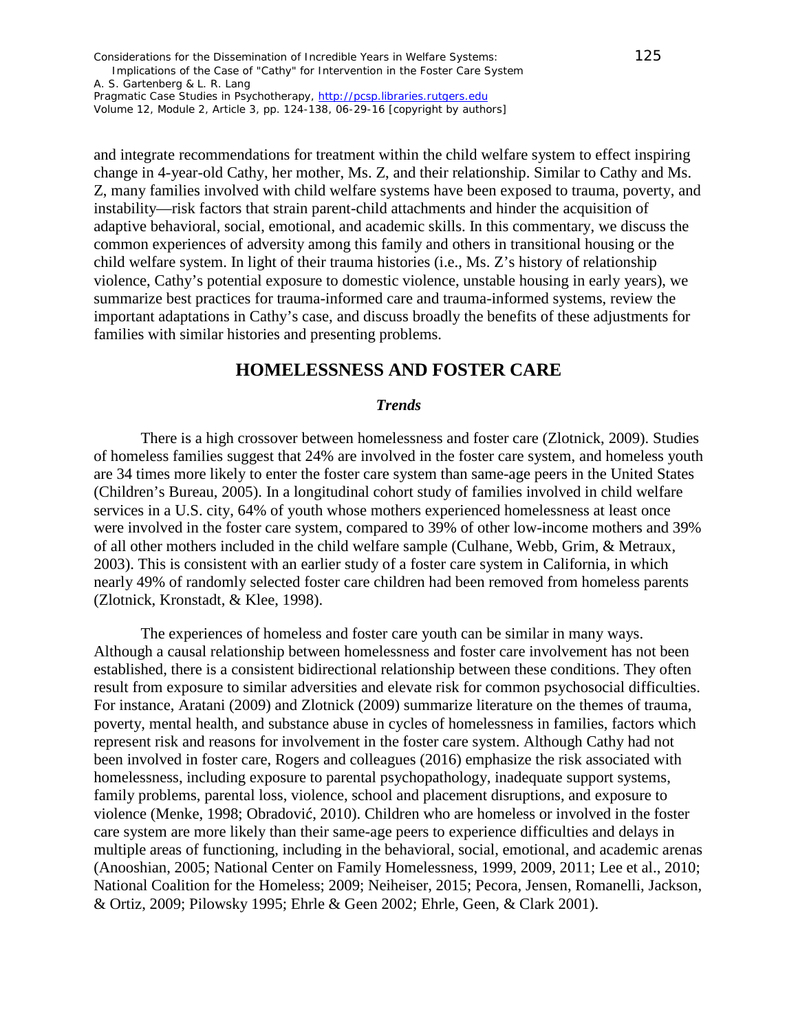and integrate recommendations for treatment within the child welfare system to effect inspiring change in 4-year-old Cathy, her mother, Ms. Z, and their relationship. Similar to Cathy and Ms. Z, many families involved with child welfare systems have been exposed to trauma, poverty, and instability—risk factors that strain parent-child attachments and hinder the acquisition of adaptive behavioral, social, emotional, and academic skills. In this commentary, we discuss the common experiences of adversity among this family and others in transitional housing or the child welfare system. In light of their trauma histories (i.e., Ms. Z's history of relationship violence, Cathy's potential exposure to domestic violence, unstable housing in early years), we summarize best practices for trauma-informed care and trauma-informed systems, review the important adaptations in Cathy's case, and discuss broadly the benefits of these adjustments for families with similar histories and presenting problems.

## HOMELESSNESS AND FOSTER CARE

### *Trends*

There is a high crossover between homelessness and foster care (Zlotnick, 2009). Studies of homeless families suggest that 24% are involved in the foster care system, and homeless youth are 34 times more likely to enter the foster care system than same-age peers in the United States (Children's Bureau, 2005). In a longitudinal cohort study of families involved in child welfare services in a U.S. city, 64% of youth whose mothers experienced homelessness at least once were involved in the foster care system, compared to 39% of other low-income mothers and 39% of all other mothers included in the child welfare sample (Culhane, Webb, Grim, & Metraux, 2003). This is consistent with an earlier study of a foster care system in California, in which nearly 49% of randomly selected foster care children had been removed from homeless parents (Zlotnick, Kronstadt, & Klee, 1998).

The experiences of homeless and foster care youth can be similar in many ways. Although a causal relationship between homelessness and foster care involvement has not been established, there is a consistent bidirectional relationship between these conditions. They often result from exposure to similar adversities and elevate risk for common psychosocial difficulties. For instance, Aratani (2009) and Zlotnick (2009) summarize literature on the themes of trauma, poverty, mental health, and substance abuse in cycles of homelessness in families, factors which represent risk and reasons for involvement in the foster care system. Although Cathy had not been involved in foster care, Rogers and colleagues (2016) emphasize the risk associated with homelessness, including exposure to parental psychopathology, inadequate support systems, family problems, parental loss, violence, school and placement disruptions, and exposure to violence (Menke, 1998; Obradović, 2010). Children who are homeless or involved in the foster care system are more likely than their same-age peers to experience difficulties and delays in multiple areas of functioning, including in the behavioral, social, emotional, and academic arenas (Anooshian, 2005; National Center on Family Homelessness, 1999, 2009, 2011; Lee et al., 2010; National Coalition for the Homeless; 2009; Neiheiser, 2015; Pecora, Jensen, Romanelli, Jackson, & Ortiz, 2009; Pilowsky 1995; Ehrle & Geen 2002; Ehrle, Geen, & Clark 2001).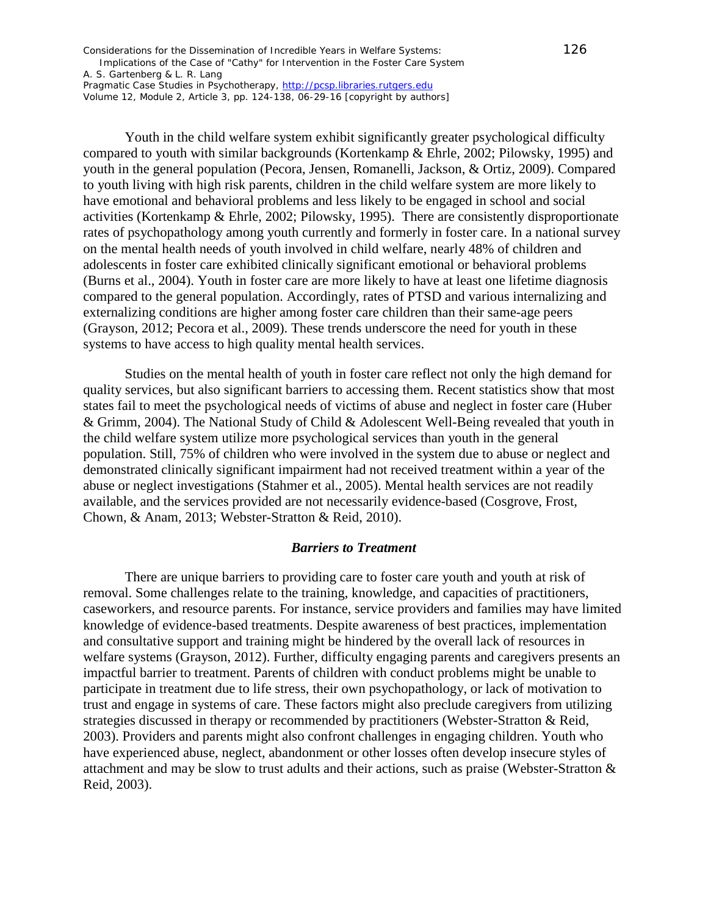Youth in the child welfare system exhibit significantly greater psychological difficulty compared to youth with similar backgrounds (Kortenkamp & Ehrle, 2002; Pilowsky, 1995) and youth in the general population (Pecora, Jensen, Romanelli, Jackson, & Ortiz, 2009). Compared to youth living with high risk parents, children in the child welfare system are more likely to have emotional and behavioral problems and less likely to be engaged in school and social activities (Kortenkamp & Ehrle, 2002; Pilowsky, 1995). There are consistently disproportionate rates of psychopathology among youth currently and formerly in foster care. In a national survey on the mental health needs of youth involved in child welfare, nearly 48% of children and adolescents in foster care exhibited clinically significant emotional or behavioral problems (Burns et al., 2004). Youth in foster care are more likely to have at least one lifetime diagnosis compared to the general population. Accordingly, rates of PTSD and various internalizing and externalizing conditions are higher among foster care children than their same-age peers (Grayson, 2012; Pecora et al., 2009). These trends underscore the need for youth in these systems to have access to high quality mental health services.

Studies on the mental health of youth in foster care reflect not only the high demand for quality services, but also significant barriers to accessing them. Recent statistics show that most states fail to meet the psychological needs of victims of abuse and neglect in foster care (Huber & Grimm, 2004). The National Study of Child & Adolescent Well-Being revealed that youth in the child welfare system utilize more psychological services than youth in the general population. Still, 75% of children who were involved in the system due to abuse or neglect and demonstrated clinically significant impairment had not received treatment within a year of the abuse or neglect investigations (Stahmer et al., 2005). Mental health services are not readily available, and the services provided are not necessarily evidence-based (Cosgrove, Frost, Chown, & Anam, 2013; Webster-Stratton & Reid, 2010).

### *Barriers to Treatment*

There are unique barriers to providing care to foster care youth and youth at risk of removal. Some challenges relate to the training, knowledge, and capacities of practitioners, caseworkers, and resource parents. For instance, service providers and families may have limited knowledge of evidence-based treatments. Despite awareness of best practices, implementation and consultative support and training might be hindered by the overall lack of resources in welfare systems (Grayson, 2012). Further, difficulty engaging parents and caregivers presents an impactful barrier to treatment. Parents of children with conduct problems might be unable to participate in treatment due to life stress, their own psychopathology, or lack of motivation to trust and engage in systems of care. These factors might also preclude caregivers from utilizing strategies discussed in therapy or recommended by practitioners (Webster-Stratton & Reid, 2003). Providers and parents might also confront challenges in engaging children. Youth who have experienced abuse, neglect, abandonment or other losses often develop insecure styles of attachment and may be slow to trust adults and their actions, such as praise (Webster-Stratton & Reid, 2003).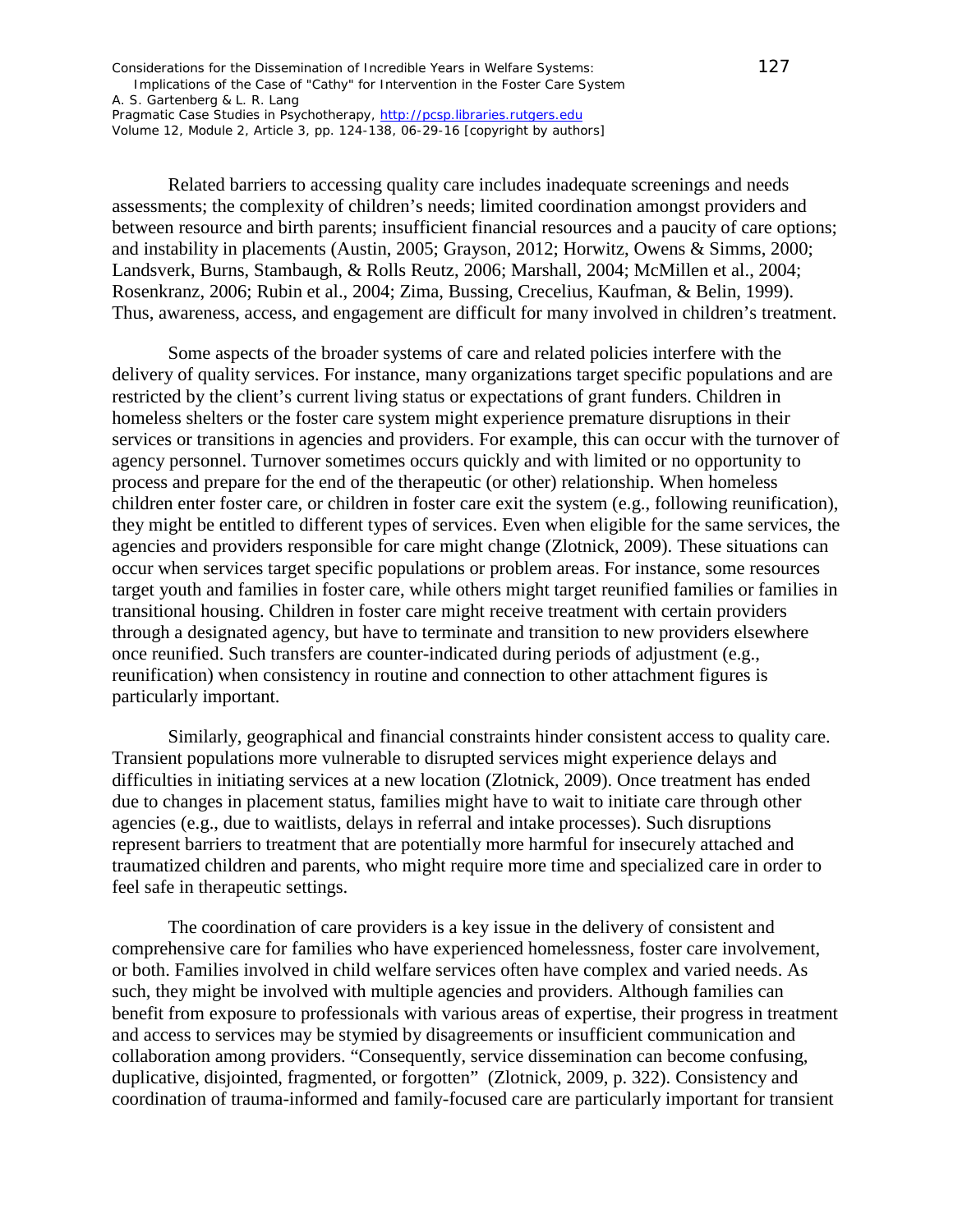Related barriers to accessing quality care includes inadequate screenings and needs assessments; the complexity of children's needs; limited coordination amongst providers and between resource and birth parents; insufficient financial resources and a paucity of care options; and instability in placements (Austin, 2005; Grayson, 2012; Horwitz, Owens & Simms, 2000; Landsverk, Burns, Stambaugh, & Rolls Reutz, 2006; Marshall, 2004; McMillen et al., 2004; Rosenkranz, 2006; Rubin et al., 2004; Zima, Bussing, Crecelius, Kaufman, & Belin, 1999). Thus, awareness, access, and engagement are difficult for many involved in children's treatment.

Some aspects of the broader systems of care and related policies interfere with the delivery of quality services. For instance, many organizations target specific populations and are restricted by the client's current living status or expectations of grant funders. Children in homeless shelters or the foster care system might experience premature disruptions in their services or transitions in agencies and providers. For example, this can occur with the turnover of agency personnel. Turnover sometimes occurs quickly and with limited or no opportunity to process and prepare for the end of the therapeutic (or other) relationship. When homeless children enter foster care, or children in foster care exit the system (e.g., following reunification), they might be entitled to different types of services. Even when eligible for the same services, the agencies and providers responsible for care might change (Zlotnick, 2009). These situations can occur when services target specific populations or problem areas. For instance, some resources target youth and families in foster care, while others might target reunified families or families in transitional housing. Children in foster care might receive treatment with certain providers through a designated agency, but have to terminate and transition to new providers elsewhere once reunified. Such transfers are counter-indicated during periods of adjustment (e.g., reunification) when consistency in routine and connection to other attachment figures is particularly important.

Similarly, geographical and financial constraints hinder consistent access to quality care. Transient populations more vulnerable to disrupted services might experience delays and difficulties in initiating services at a new location (Zlotnick, 2009). Once treatment has ended due to changes in placement status, families might have to wait to initiate care through other agencies (e.g., due to waitlists, delays in referral and intake processes). Such disruptions represent barriers to treatment that are potentially more harmful for insecurely attached and traumatized children and parents, who might require more time and specialized care in order to feel safe in therapeutic settings.

The coordination of care providers is a key issue in the delivery of consistent and comprehensive care for families who have experienced homelessness, foster care involvement, or both. Families involved in child welfare services often have complex and varied needs. As such, they might be involved with multiple agencies and providers. Although families can benefit from exposure to professionals with various areas of expertise, their progress in treatment and access to services may be stymied by disagreements or insufficient communication and collaboration among providers. "Consequently, service dissemination can become confusing, duplicative, disjointed, fragmented, or forgotten" (Zlotnick, 2009, p. 322). Consistency and coordination of trauma-informed and family-focused care are particularly important for transient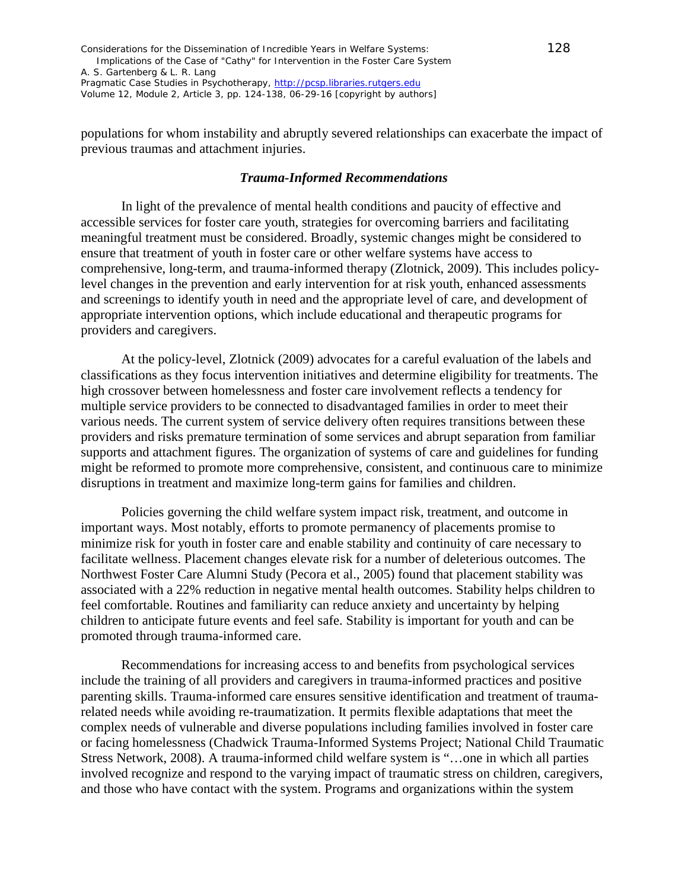populations for whom instability and abruptly severed relationships can exacerbate the impact of previous traumas and attachment injuries.

### *Trauma-Informed Recommendations*

In light of the prevalence of mental health conditions and paucity of effective and accessible services for foster care youth, strategies for overcoming barriers and facilitating meaningful treatment must be considered. Broadly, systemic changes might be considered to ensure that treatment of youth in foster care or other welfare systems have access to comprehensive, long-term, and trauma-informed therapy (Zlotnick, 2009). This includes policy-level changes in the prevention and early intervention for at risk youth, enhanced assessments and screenings to identify youth in need and the appropriate level of care, and development of appropriate intervention options, which include educational and therapeutic programs for providers and caregivers.

At the policy-level, Zlotnick (2009) advocates for a careful evaluation of the labels and classifications as they focus intervention initiatives and determine eligibility for treatments. The high crossover between homelessness and foster care involvement reflects a tendency for multiple service providers to be connected to disadvantaged families in order to meet their various needs. The current system of service delivery often requires transitions between these providers and risks premature termination of some services and abrupt separation from familiar supports and attachment figures. The organization of systems of care and guidelines for funding might be reformed to promote more comprehensive, consistent, and continuous care to minimize disruptions in treatment and maximize long-term gains for families and children.

Policies governing the child welfare system impact risk, treatment, and outcome in important ways. Most notably, efforts to promote permanency of placements promise to minimize risk for youth in foster care and enable stability and continuity of care necessary to facilitate wellness. Placement changes elevate risk for a number of deleterious outcomes. The Northwest Foster Care Alumni Study (Pecora et al., 2005) found that placement stability was associated with a 22% reduction in negative mental health outcomes. Stability helps children to feel comfortable. Routines and familiarity can reduce anxiety and uncertainty by helping children to anticipate future events and feel safe. Stability is important for youth and can be promoted through trauma-informed care.

Recommendations for increasing access to and benefits from psychological services include the training of all providers and caregivers in trauma-informed practices and positive parenting skills. Trauma-informed care ensures sensitive identification and treatment of trauma-related needs while avoiding re-traumatization. It permits flexible adaptations that meet the complex needs of vulnerable and diverse populations including families involved in foster care or facing homelessness (Chadwick Trauma-Informed Systems Project; National Child Traumatic Stress Network, 2008). A trauma-informed child welfare system is "…one in which all parties involved recognize and respond to the varying impact of traumatic stress on children, caregivers, and those who have contact with the system. Programs and organizations within the system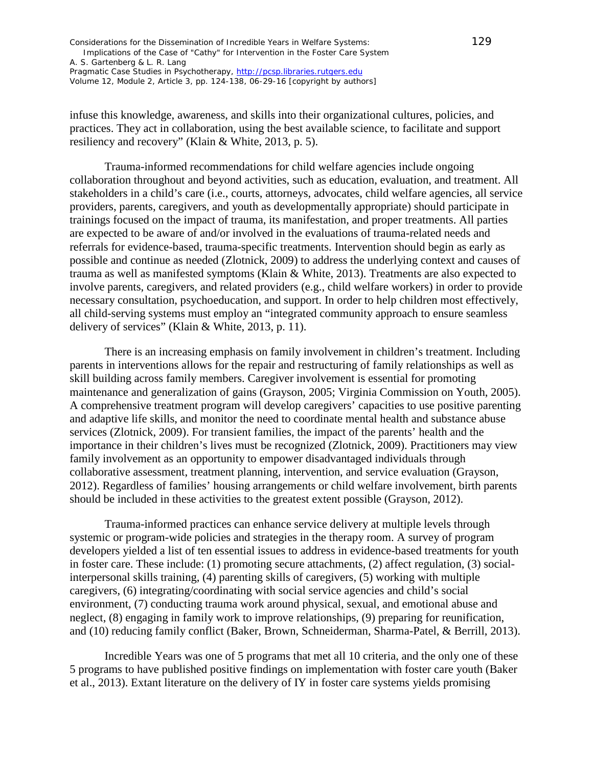infuse this knowledge, awareness, and skills into their organizational cultures, policies, and practices. They act in collaboration, using the best available science, to facilitate and support resiliency and recovery" (Klain & White, 2013, p. 5).

Trauma-informed recommendations for child welfare agencies include ongoing collaboration throughout and beyond activities, such as education, evaluation, and treatment. All stakeholders in a child's care (i.e., courts, attorneys, advocates, child welfare agencies, all service providers, parents, caregivers, and youth as developmentally appropriate) should participate in trainings focused on the impact of trauma, its manifestation, and proper treatments. All parties are expected to be aware of and/or involved in the evaluations of trauma-related needs and referrals for evidence-based, trauma-specific treatments. Intervention should begin as early as possible and continue as needed (Zlotnick, 2009) to address the underlying context and causes of trauma as well as manifested symptoms (Klain & White, 2013). Treatments are also expected to involve parents, caregivers, and related providers (e.g., child welfare workers) in order to provide necessary consultation, psychoeducation, and support. In order to help children most effectively, all child-serving systems must employ an "integrated community approach to ensure seamless delivery of services" (Klain & White, 2013, p. 11).

There is an increasing emphasis on family involvement in children's treatment. Including parents in interventions allows for the repair and restructuring of family relationships as well as skill building across family members. Caregiver involvement is essential for promoting maintenance and generalization of gains (Grayson, 2005; Virginia Commission on Youth, 2005). A comprehensive treatment program will develop caregivers' capacities to use positive parenting and adaptive life skills, and monitor the need to coordinate mental health and substance abuse services (Zlotnick, 2009). For transient families, the impact of the parents' health and the importance in their children's lives must be recognized (Zlotnick, 2009). Practitioners may view family involvement as an opportunity to empower disadvantaged individuals through collaborative assessment, treatment planning, intervention, and service evaluation (Grayson, 2012). Regardless of families' housing arrangements or child welfare involvement, birth parents should be included in these activities to the greatest extent possible (Grayson, 2012).

Trauma-informed practices can enhance service delivery at multiple levels through systemic or program-wide policies and strategies in the therapy room. A survey of program developers yielded a list of ten essential issues to address in evidence-based treatments for youth in foster care. These include: (1) promoting secure attachments, (2) affect regulation, (3) social-interpersonal skills training, (4) parenting skills of caregivers, (5) working with multiple caregivers, (6) integrating/coordinating with social service agencies and child's social environment, (7) conducting trauma work around physical, sexual, and emotional abuse and neglect, (8) engaging in family work to improve relationships, (9) preparing for reunification, and (10) reducing family conflict (Baker, Brown, Schneiderman, Sharma-Patel, & Berrill, 2013).

Incredible Years was one of 5 programs that met all 10 criteria, and the only one of these 5 programs to have published positive findings on implementation with foster care youth (Baker et al., 2013). Extant literature on the delivery of IY in foster care systems yields promising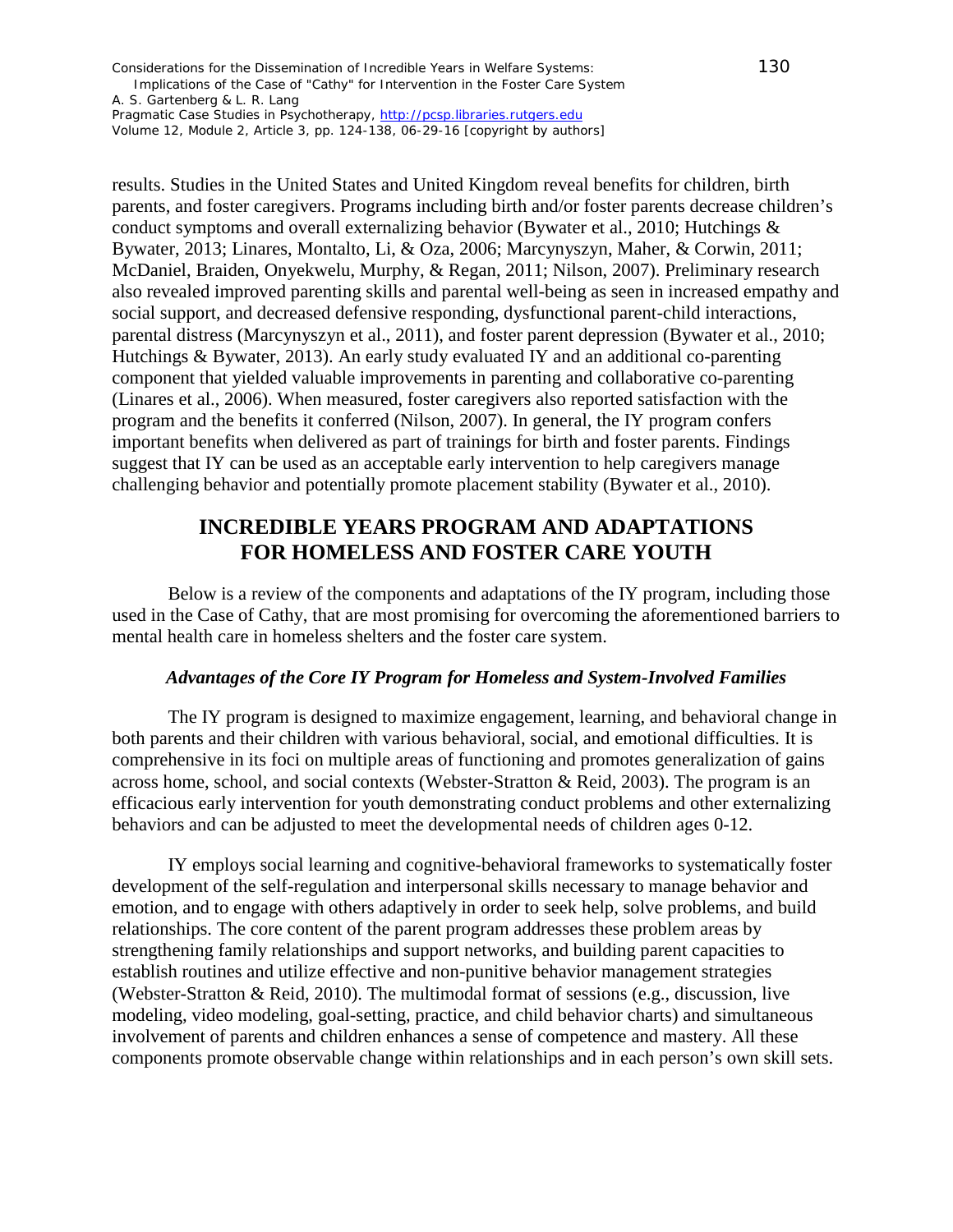results. Studies in the United States and United Kingdom reveal benefits for children, birth parents, and foster caregivers. Programs including birth and/or foster parents decrease children's conduct symptoms and overall externalizing behavior (Bywater et al., 2010; Hutchings & Bywater, 2013; Linares, Montalto, Li, & Oza, 2006; Marcynyszyn, Maher, & Corwin, 2011; McDaniel, Braiden, Onyekwelu, Murphy, & Regan, 2011; Nilson, 2007). Preliminary research also revealed improved parenting skills and parental well-being as seen in increased empathy and social support, and decreased defensive responding, dysfunctional parent-child interactions, parental distress (Marcynyszyn et al., 2011), and foster parent depression (Bywater et al., 2010; Hutchings & Bywater, 2013). An early study evaluated IY and an additional co-parenting component that yielded valuable improvements in parenting and collaborative co-parenting (Linares et al., 2006). When measured, foster caregivers also reported satisfaction with the program and the benefits it conferred (Nilson, 2007). In general, the IY program confers important benefits when delivered as part of trainings for birth and foster parents. Findings suggest that IY can be used as an acceptable early intervention to help caregivers manage challenging behavior and potentially promote placement stability (Bywater et al., 2010).

## INCREDIBLE YEARS PROGRAM AND ADAPTATIONS FOR HOMELESS AND FOSTER CARE YOUTH

Below is a review of the components and adaptations of the IY program, including those used in the Case of Cathy, that are most promising for overcoming the aforementioned barriers to mental health care in homeless shelters and the foster care system.

### *Advantages of the Core IY Program for Homeless and System-Involved Families*

The IY program is designed to maximize engagement, learning, and behavioral change in both parents and their children with various behavioral, social, and emotional difficulties. It is comprehensive in its foci on multiple areas of functioning and promotes generalization of gains across home, school, and social contexts (Webster-Stratton & Reid, 2003). The program is an efficacious early intervention for youth demonstrating conduct problems and other externalizing behaviors and can be adjusted to meet the developmental needs of children ages 0-12.

IY employs social learning and cognitive-behavioral frameworks to systematically foster development of the self-regulation and interpersonal skills necessary to manage behavior and emotion, and to engage with others adaptively in order to seek help, solve problems, and build relationships. The core content of the parent program addresses these problem areas by strengthening family relationships and support networks, and building parent capacities to establish routines and utilize effective and non-punitive behavior management strategies (Webster-Stratton & Reid, 2010). The multimodal format of sessions (e.g., discussion, live modeling, video modeling, goal-setting, practice, and child behavior charts) and simultaneous involvement of parents and children enhances a sense of competence and mastery. All these components promote observable change within relationships and in each person's own skill sets.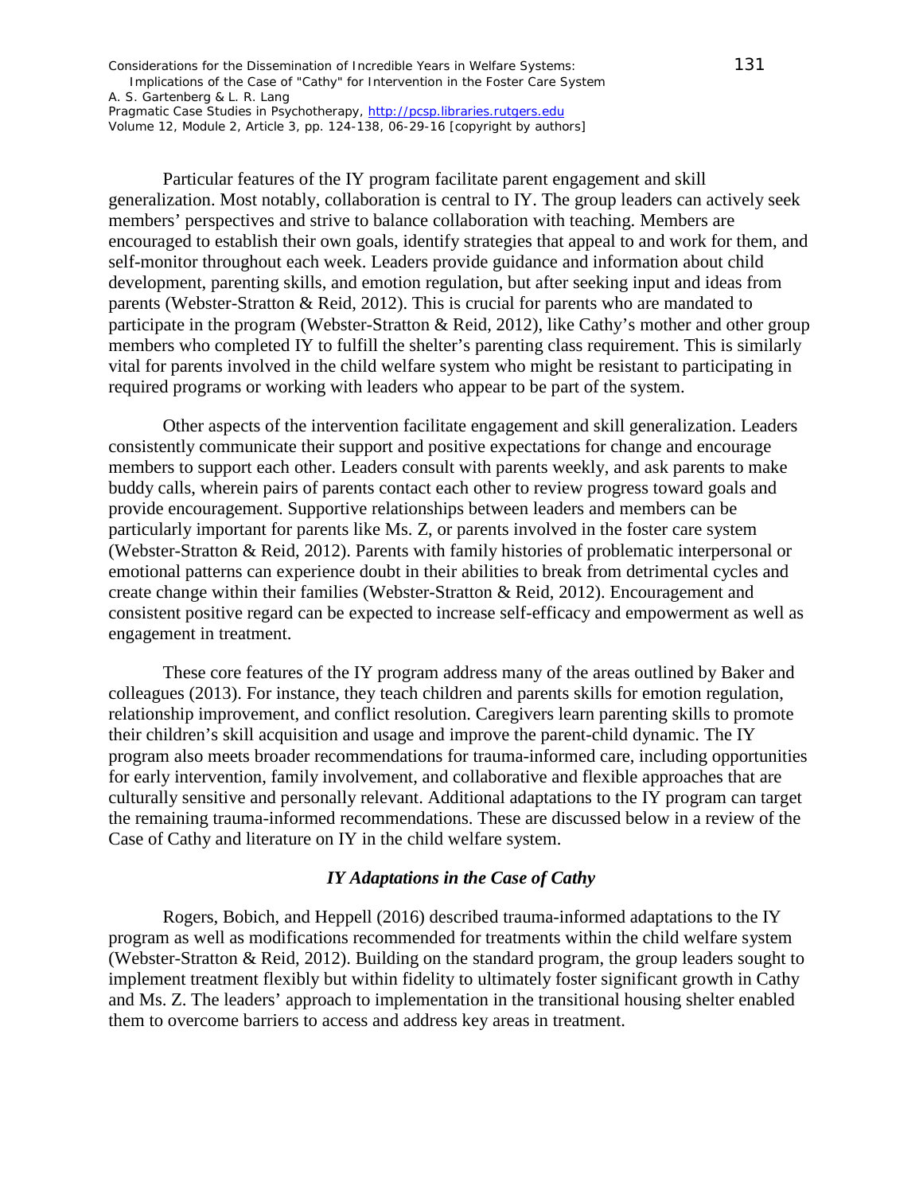Particular features of the IY program facilitate parent engagement and skill generalization. Most notably, collaboration is central to IY. The group leaders can actively seek members' perspectives and strive to balance collaboration with teaching. Members are encouraged to establish their own goals, identify strategies that appeal to and work for them, and self-monitor throughout each week. Leaders provide guidance and information about child development, parenting skills, and emotion regulation, but after seeking input and ideas from parents (Webster-Stratton & Reid, 2012). This is crucial for parents who are mandated to participate in the program (Webster-Stratton & Reid, 2012), like Cathy's mother and other group members who completed IY to fulfill the shelter's parenting class requirement. This is similarly vital for parents involved in the child welfare system who might be resistant to participating in required programs or working with leaders who appear to be part of the system.

Other aspects of the intervention facilitate engagement and skill generalization. Leaders consistently communicate their support and positive expectations for change and encourage members to support each other. Leaders consult with parents weekly, and ask parents to make buddy calls, wherein pairs of parents contact each other to review progress toward goals and provide encouragement. Supportive relationships between leaders and members can be particularly important for parents like Ms. Z, or parents involved in the foster care system (Webster-Stratton & Reid, 2012). Parents with family histories of problematic interpersonal or emotional patterns can experience doubt in their abilities to break from detrimental cycles and create change within their families (Webster-Stratton & Reid, 2012). Encouragement and consistent positive regard can be expected to increase self-efficacy and empowerment as well as engagement in treatment.

These core features of the IY program address many of the areas outlined by Baker and colleagues (2013). For instance, they teach children and parents skills for emotion regulation, relationship improvement, and conflict resolution. Caregivers learn parenting skills to promote their children's skill acquisition and usage and improve the parent-child dynamic. The IY program also meets broader recommendations for trauma-informed care, including opportunities for early intervention, family involvement, and collaborative and flexible approaches that are culturally sensitive and personally relevant. Additional adaptations to the IY program can target the remaining trauma-informed recommendations. These are discussed below in a review of the Case of Cathy and literature on IY in the child welfare system.

### *IY Adaptations in the Case of Cathy*

Rogers, Bobich, and Heppell (2016) described trauma-informed adaptations to the IY program as well as modifications recommended for treatments within the child welfare system (Webster-Stratton & Reid, 2012). Building on the standard program, the group leaders sought to implement treatment flexibly but within fidelity to ultimately foster significant growth in Cathy and Ms. Z. The leaders' approach to implementation in the transitional housing shelter enabled them to overcome barriers to access and address key areas in treatment.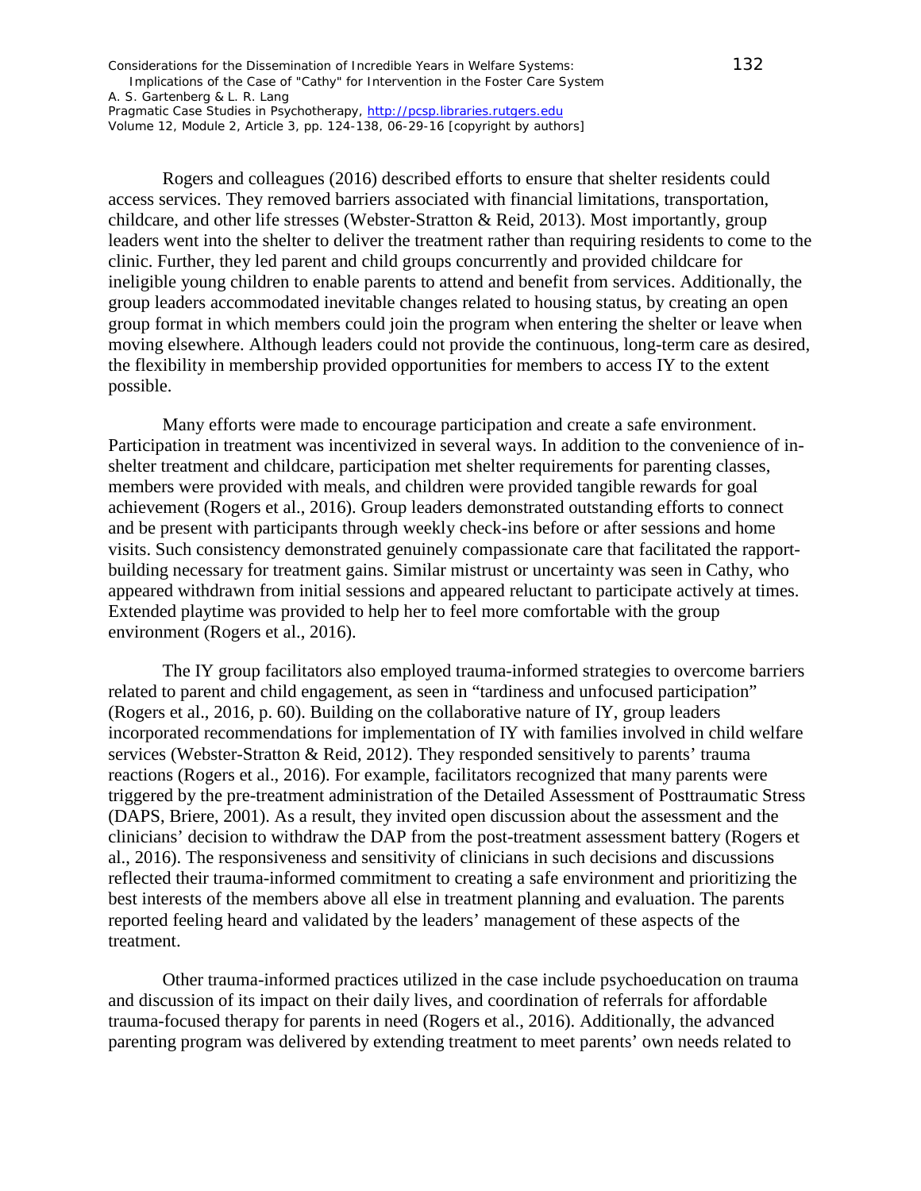Rogers and colleagues (2016) described efforts to ensure that shelter residents could access services. They removed barriers associated with financial limitations, transportation, childcare, and other life stresses (Webster-Stratton & Reid, 2013). Most importantly, group leaders went into the shelter to deliver the treatment rather than requiring residents to come to the clinic. Further, they led parent and child groups concurrently and provided childcare for ineligible young children to enable parents to attend and benefit from services. Additionally, the group leaders accommodated inevitable changes related to housing status, by creating an open group format in which members could join the program when entering the shelter or leave when moving elsewhere. Although leaders could not provide the continuous, long-term care as desired, the flexibility in membership provided opportunities for members to access IY to the extent possible.

Many efforts were made to encourage participation and create a safe environment. Participation in treatment was incentivized in several ways. In addition to the convenience of in-shelter treatment and childcare, participation met shelter requirements for parenting classes, members were provided with meals, and children were provided tangible rewards for goal achievement (Rogers et al., 2016). Group leaders demonstrated outstanding efforts to connect and be present with participants through weekly check-ins before or after sessions and home visits. Such consistency demonstrated genuinely compassionate care that facilitated the rapport-building necessary for treatment gains. Similar mistrust or uncertainty was seen in Cathy, who appeared withdrawn from initial sessions and appeared reluctant to participate actively at times. Extended playtime was provided to help her to feel more comfortable with the group environment (Rogers et al., 2016).

The IY group facilitators also employed trauma-informed strategies to overcome barriers related to parent and child engagement, as seen in "tardiness and unfocused participation" (Rogers et al., 2016, p. 60). Building on the collaborative nature of IY, group leaders incorporated recommendations for implementation of IY with families involved in child welfare services (Webster-Stratton & Reid, 2012). They responded sensitively to parents' trauma reactions (Rogers et al., 2016). For example, facilitators recognized that many parents were triggered by the pre-treatment administration of the Detailed Assessment of Posttraumatic Stress (DAPS, Briere, 2001). As a result, they invited open discussion about the assessment and the clinicians' decision to withdraw the DAP from the post-treatment assessment battery (Rogers et al., 2016). The responsiveness and sensitivity of clinicians in such decisions and discussions reflected their trauma-informed commitment to creating a safe environment and prioritizing the best interests of the members above all else in treatment planning and evaluation. The parents reported feeling heard and validated by the leaders' management of these aspects of the treatment.

Other trauma-informed practices utilized in the case include psychoeducation on trauma and discussion of its impact on their daily lives, and coordination of referrals for affordable trauma-focused therapy for parents in need (Rogers et al., 2016). Additionally, the advanced parenting program was delivered by extending treatment to meet parents' own needs related to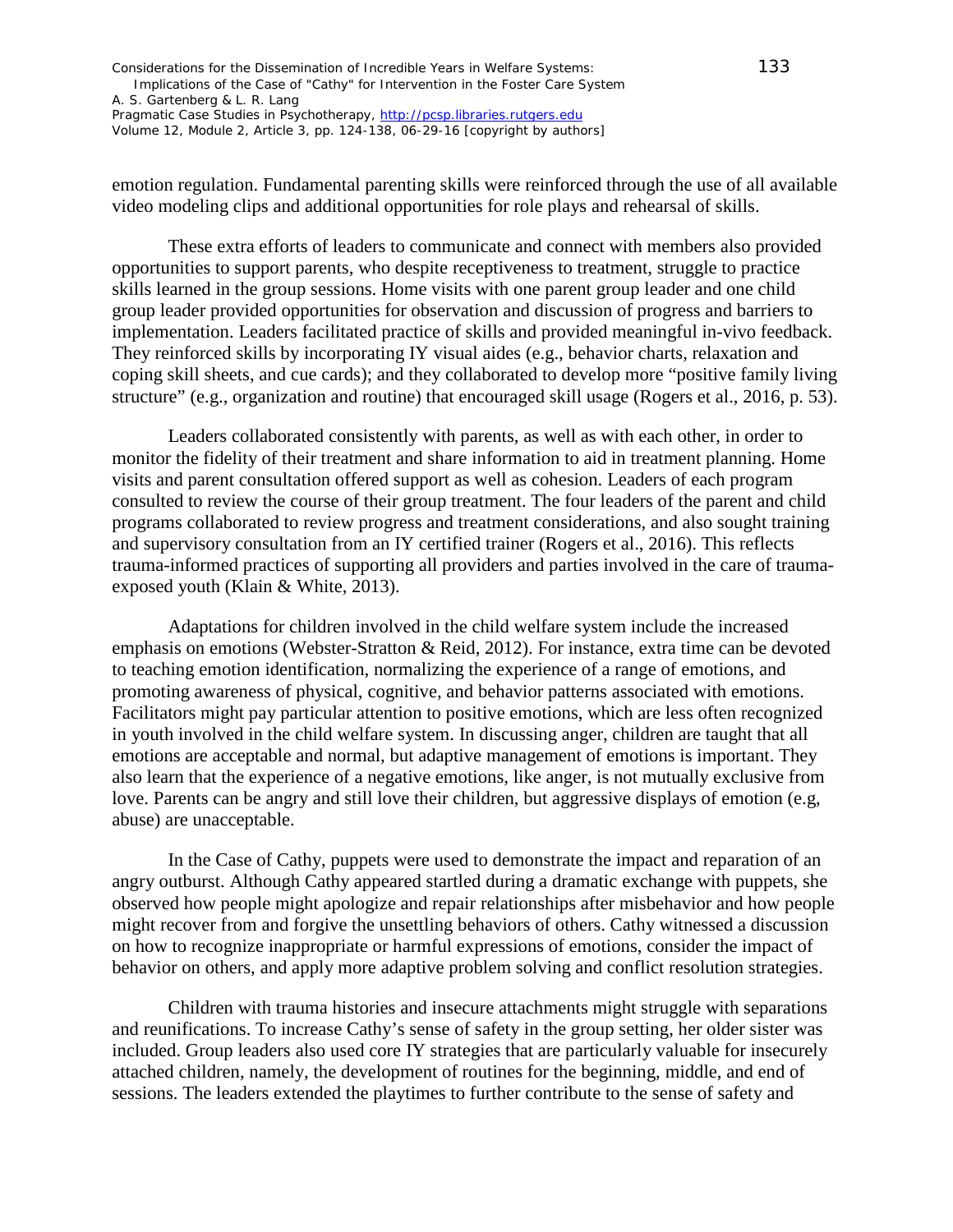emotion regulation. Fundamental parenting skills were reinforced through the use of all available video modeling clips and additional opportunities for role plays and rehearsal of skills.

These extra efforts of leaders to communicate and connect with members also provided opportunities to support parents, who despite receptiveness to treatment, struggle to practice skills learned in the group sessions. Home visits with one parent group leader and one child group leader provided opportunities for observation and discussion of progress and barriers to implementation. Leaders facilitated practice of skills and provided meaningful in-vivo feedback. They reinforced skills by incorporating IY visual aides (e.g., behavior charts, relaxation and coping skill sheets, and cue cards); and they collaborated to develop more "positive family living structure" (e.g., organization and routine) that encouraged skill usage (Rogers et al., 2016, p. 53).

Leaders collaborated consistently with parents, as well as with each other, in order to monitor the fidelity of their treatment and share information to aid in treatment planning. Home visits and parent consultation offered support as well as cohesion. Leaders of each program consulted to review the course of their group treatment. The four leaders of the parent and child programs collaborated to review progress and treatment considerations, and also sought training and supervisory consultation from an IY certified trainer (Rogers et al., 2016). This reflects trauma-informed practices of supporting all providers and parties involved in the care of trauma-exposed youth (Klain & White, 2013).

Adaptations for children involved in the child welfare system include the increased emphasis on emotions (Webster-Stratton & Reid, 2012). For instance, extra time can be devoted to teaching emotion identification, normalizing the experience of a range of emotions, and promoting awareness of physical, cognitive, and behavior patterns associated with emotions. Facilitators might pay particular attention to positive emotions, which are less often recognized in youth involved in the child welfare system. In discussing anger, children are taught that all emotions are acceptable and normal, but adaptive management of emotions is important. They also learn that the experience of a negative emotions, like anger, is not mutually exclusive from love. Parents can be angry and still love their children, but aggressive displays of emotion (e.g, abuse) are unacceptable.

In the Case of Cathy, puppets were used to demonstrate the impact and reparation of an angry outburst. Although Cathy appeared startled during a dramatic exchange with puppets, she observed how people might apologize and repair relationships after misbehavior and how people might recover from and forgive the unsettling behaviors of others. Cathy witnessed a discussion on how to recognize inappropriate or harmful expressions of emotions, consider the impact of behavior on others, and apply more adaptive problem solving and conflict resolution strategies.

Children with trauma histories and insecure attachments might struggle with separations and reunifications. To increase Cathy's sense of safety in the group setting, her older sister was included. Group leaders also used core IY strategies that are particularly valuable for insecurely attached children, namely, the development of routines for the beginning, middle, and end of sessions. The leaders extended the playtimes to further contribute to the sense of safety and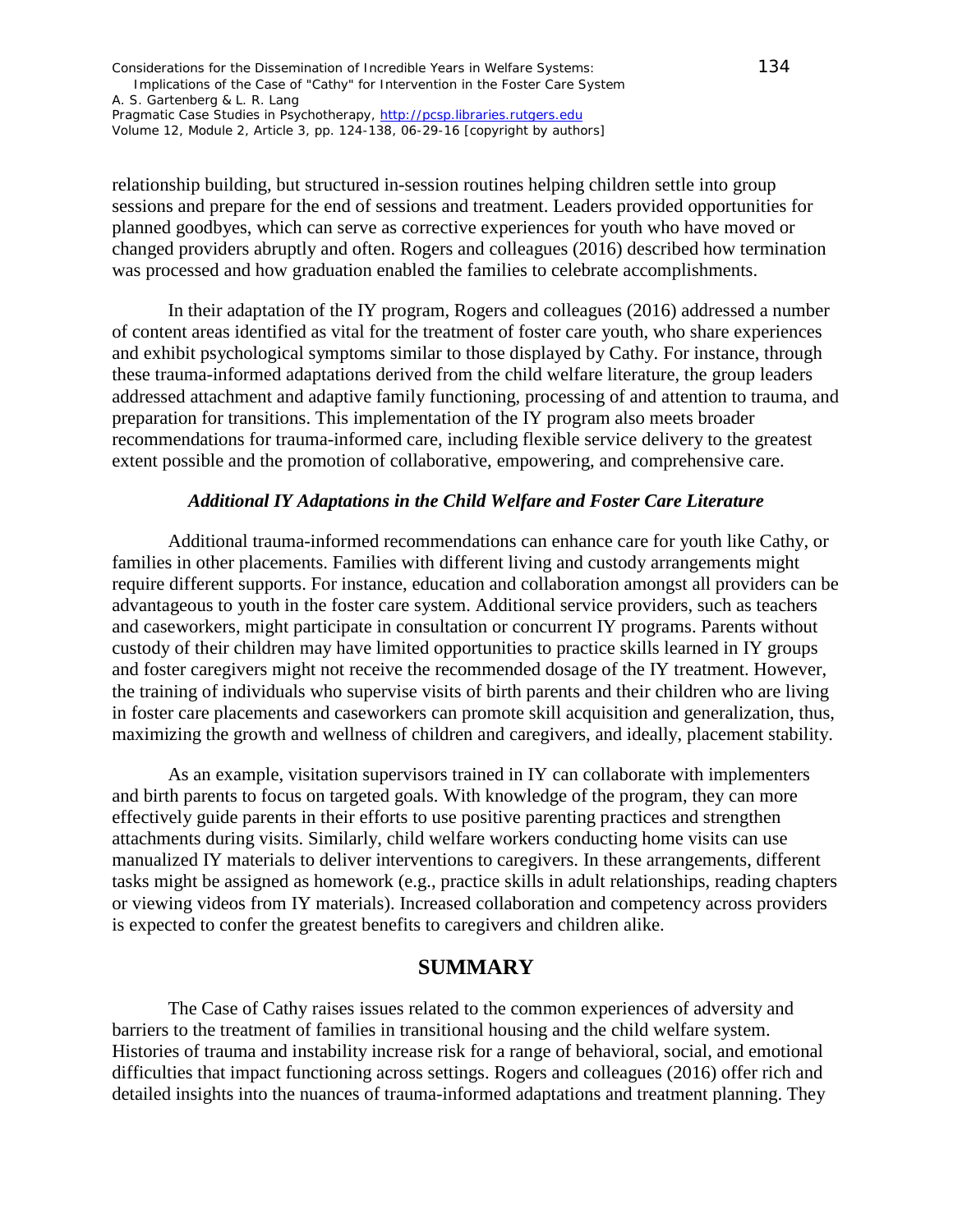relationship building, but structured in-session routines helping children settle into group sessions and prepare for the end of sessions and treatment. Leaders provided opportunities for planned goodbyes, which can serve as corrective experiences for youth who have moved or changed providers abruptly and often. Rogers and colleagues (2016) described how termination was processed and how graduation enabled the families to celebrate accomplishments.

In their adaptation of the IY program, Rogers and colleagues (2016) addressed a number of content areas identified as vital for the treatment of foster care youth, who share experiences and exhibit psychological symptoms similar to those displayed by Cathy. For instance, through these trauma-informed adaptations derived from the child welfare literature, the group leaders addressed attachment and adaptive family functioning, processing of and attention to trauma, and preparation for transitions. This implementation of the IY program also meets broader recommendations for trauma-informed care, including flexible service delivery to the greatest extent possible and the promotion of collaborative, empowering, and comprehensive care.

### *Additional IY Adaptations in the Child Welfare and Foster Care Literature*

Additional trauma-informed recommendations can enhance care for youth like Cathy, or families in other placements. Families with different living and custody arrangements might require different supports. For instance, education and collaboration amongst all providers can be advantageous to youth in the foster care system. Additional service providers, such as teachers and caseworkers, might participate in consultation or concurrent IY programs. Parents without custody of their children may have limited opportunities to practice skills learned in IY groups and foster caregivers might not receive the recommended dosage of the IY treatment. However, the training of individuals who supervise visits of birth parents and their children who are living in foster care placements and caseworkers can promote skill acquisition and generalization, thus, maximizing the growth and wellness of children and caregivers, and ideally, placement stability.

As an example, visitation supervisors trained in IY can collaborate with implementers and birth parents to focus on targeted goals. With knowledge of the program, they can more effectively guide parents in their efforts to use positive parenting practices and strengthen attachments during visits. Similarly, child welfare workers conducting home visits can use manualized IY materials to deliver interventions to caregivers. In these arrangements, different tasks might be assigned as homework (e.g., practice skills in adult relationships, reading chapters or viewing videos from IY materials). Increased collaboration and competency across providers is expected to confer the greatest benefits to caregivers and children alike.

## SUMMARY

The Case of Cathy raises issues related to the common experiences of adversity and barriers to the treatment of families in transitional housing and the child welfare system. Histories of trauma and instability increase risk for a range of behavioral, social, and emotional difficulties that impact functioning across settings. Rogers and colleagues (2016) offer rich and detailed insights into the nuances of trauma-informed adaptations and treatment planning. They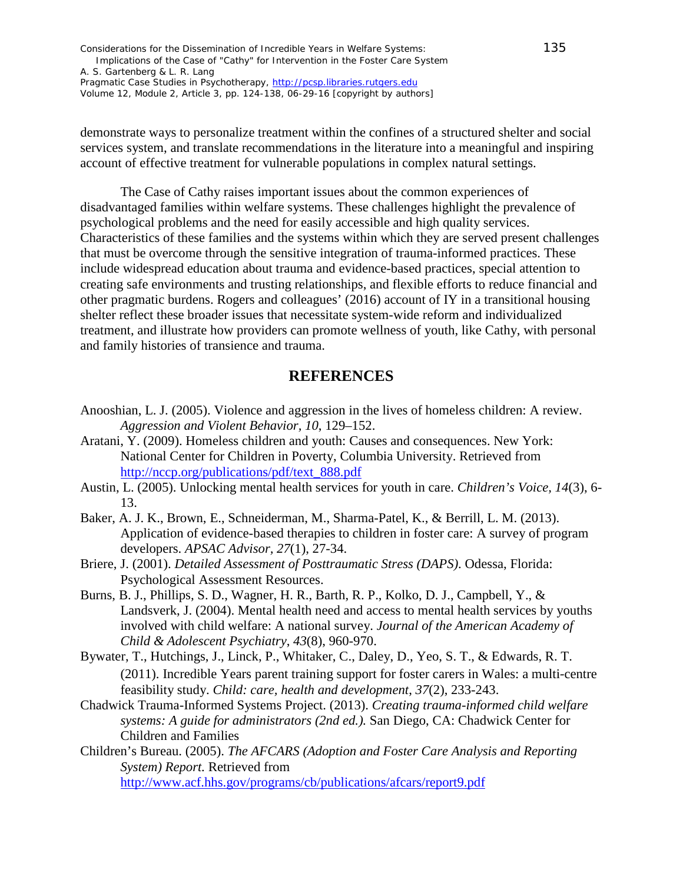demonstrate ways to personalize treatment within the confines of a structured shelter and social services system, and translate recommendations in the literature into a meaningful and inspiring account of effective treatment for vulnerable populations in complex natural settings.

The Case of Cathy raises important issues about the common experiences of disadvantaged families within welfare systems. These challenges highlight the prevalence of psychological problems and the need for easily accessible and high quality services. Characteristics of these families and the systems within which they are served present challenges that must be overcome through the sensitive integration of trauma-informed practices. These include widespread education about trauma and evidence-based practices, special attention to creating safe environments and trusting relationships, and flexible efforts to reduce financial and other pragmatic burdens. Rogers and colleagues' (2016) account of IY in a transitional housing shelter reflect these broader issues that necessitate system-wide reform and individualized treatment, and illustrate how providers can promote wellness of youth, like Cathy, with personal and family histories of transience and trauma.

## REFERENCES

Anooshian, L. J. (2005). Violence and aggression in the lives of homeless children: A review. *Aggression and Violent Behavior, 10*, 129–152.

Aratani, Y. (2009). Homeless children and youth: Causes and consequences. New York: National Center for Children in Poverty, Columbia University. Retrieved from http://nccp.org/publications/pdf/text_888.pdf

Austin, L. (2005). Unlocking mental health services for youth in care. *Children's Voice, 14*(3), 6-13.

Baker, A. J. K., Brown, E., Schneiderman, M., Sharma-Patel, K., & Berrill, L. M. (2013). Application of evidence-based therapies to children in foster care: A survey of program developers. *APSAC Advisor, 27*(1), 27-34.

Briere, J. (2001). *Detailed Assessment of Posttraumatic Stress (DAPS).* Odessa, Florida: Psychological Assessment Resources.

Burns, B. J., Phillips, S. D., Wagner, H. R., Barth, R. P., Kolko, D. J., Campbell, Y., & Landsverk, J. (2004). Mental health need and access to mental health services by youths involved with child welfare: A national survey. *Journal of the American Academy of Child & Adolescent Psychiatry*, *43*(8), 960-970.

Bywater, T., Hutchings, J., Linck, P., Whitaker, C., Daley, D., Yeo, S. T., & Edwards, R. T. (2011). Incredible Years parent training support for foster carers in Wales: a multi-centre feasibility study. *Child: care, health and development*, *37*(2), 233-243.

Chadwick Trauma-Informed Systems Project. (2013). *Creating trauma-informed child welfare systems: A guide for administrators (2nd ed.).* San Diego, CA: Chadwick Center for Children and Families

Children's Bureau. (2005). *The AFCARS (Adoption and Foster Care Analysis and Reporting System) Report.* Retrieved from http://www.acf.hhs.gov/programs/cb/publications/afcars/report9.pdf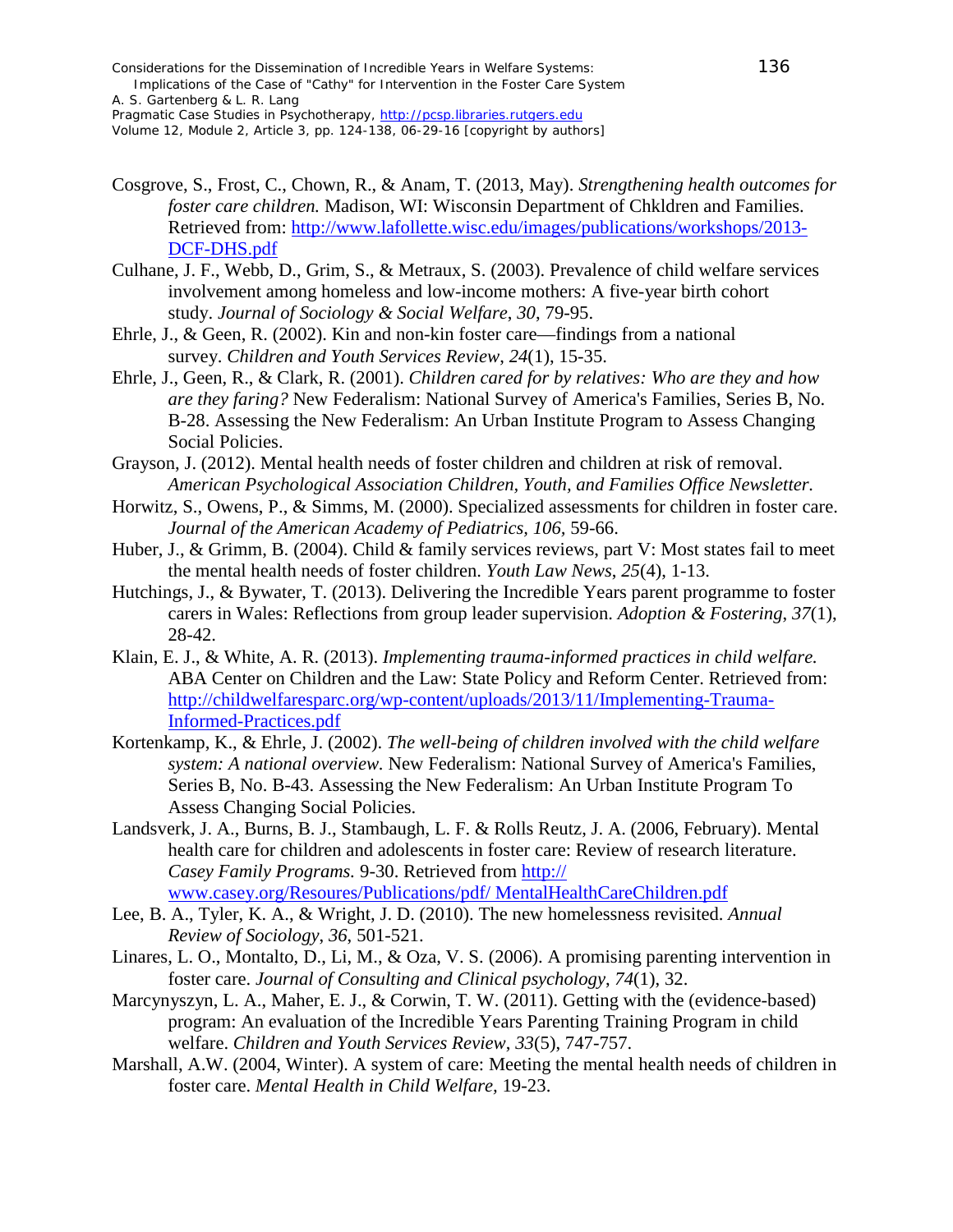Cosgrove, S., Frost, C., Chown, R., & Anam, T. (2013, May). *Strengthening health outcomes for foster care children.* Madison, WI: Wisconsin Department of Chkldren and Families. Retrieved from: http://www.lafollette.wisc.edu/images/publications/workshops/2013-DCF-DHS.pdf

Culhane, J. F., Webb, D., Grim, S., & Metraux, S. (2003). Prevalence of child welfare services involvement among homeless and low-income mothers: A five-year birth cohort study. *Journal of Sociology & Social Welfare*, *30*, 79-95.

Ehrle, J., & Geen, R. (2002). Kin and non-kin foster care—findings from a national survey. *Children and Youth Services Review*, *24*(1), 15-35.

Ehrle, J., Geen, R., & Clark, R. (2001). *Children cared for by relatives: Who are they and how are they faring?* New Federalism: National Survey of America's Families, Series B, No. B-28. Assessing the New Federalism: An Urban Institute Program to Assess Changing Social Policies.

Grayson, J. (2012). Mental health needs of foster children and children at risk of removal. *American Psychological Association Children, Youth, and Families Office Newsletter.*

Horwitz, S., Owens, P., & Simms, M. (2000). Specialized assessments for children in foster care. *Journal of the American Academy of Pediatrics*, *106*, 59-66.

Huber, J., & Grimm, B. (2004). Child & family services reviews, part V: Most states fail to meet the mental health needs of foster children. *Youth Law News*, *25*(4), 1-13.

Hutchings, J., & Bywater, T. (2013). Delivering the Incredible Years parent programme to foster carers in Wales: Reflections from group leader supervision. *Adoption & Fostering*, *37*(1), 28-42.

Klain, E. J., & White, A. R. (2013). *Implementing trauma-informed practices in child welfare.* ABA Center on Children and the Law: State Policy and Reform Center. Retrieved from: http://childwelfaresparc.org/wp-content/uploads/2013/11/Implementing-Trauma-Informed-Practices.pdf

Kortenkamp, K., & Ehrle, J. (2002). *The well-being of children involved with the child welfare system: A national overview.* New Federalism: National Survey of America's Families, Series B, No. B-43. Assessing the New Federalism: An Urban Institute Program To Assess Changing Social Policies.

Landsverk, J. A., Burns, B. J., Stambaugh, L. F. & Rolls Reutz, J. A. (2006, February). Mental health care for children and adolescents in foster care: Review of research literature. *Casey Family Programs.* 9-30. Retrieved from http:// www.casey.org/Resoures/Publications/pdf/ MentalHealthCareChildren.pdf

Lee, B. A., Tyler, K. A., & Wright, J. D. (2010). The new homelessness revisited. *Annual Review of Sociology*, *36*, 501-521.

Linares, L. O., Montalto, D., Li, M., & Oza, V. S. (2006). A promising parenting intervention in foster care. *Journal of Consulting and Clinical psychology*, *74*(1), 32.

Marcynyszyn, L. A., Maher, E. J., & Corwin, T. W. (2011). Getting with the (evidence-based) program: An evaluation of the Incredible Years Parenting Training Program in child welfare. *Children and Youth Services Review*, *33*(5), 747-757.

Marshall, A.W. (2004, Winter). A system of care: Meeting the mental health needs of children in foster care. *Mental Health in Child Welfare*, 19-23.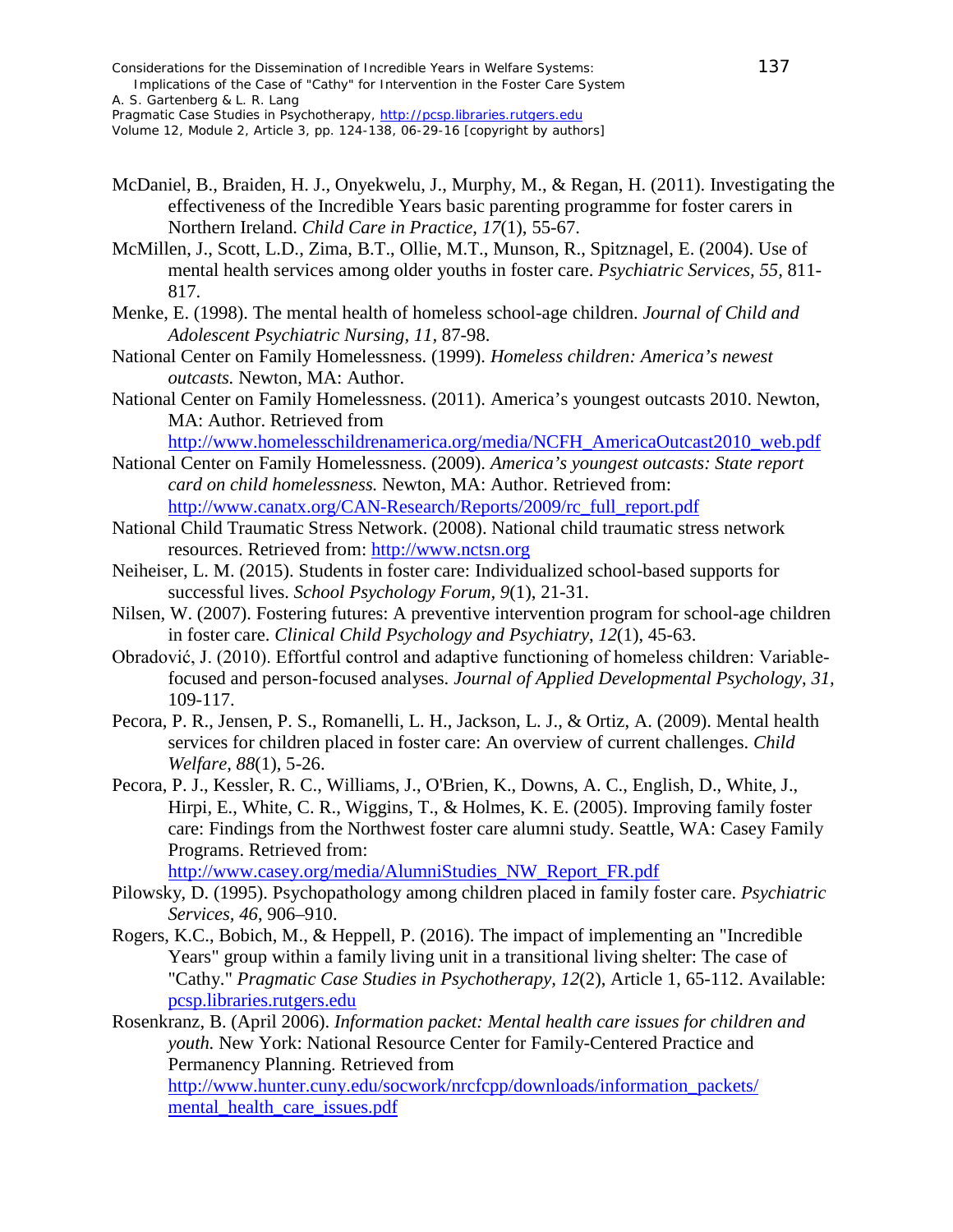McDaniel, B., Braiden, H. J., Onyekwelu, J., Murphy, M., & Regan, H. (2011). Investigating the effectiveness of the Incredible Years basic parenting programme for foster carers in Northern Ireland. *Child Care in Practice*, *17*(1), 55-67.

McMillen, J., Scott, L.D., Zima, B.T., Ollie, M.T., Munson, R., Spitznagel, E. (2004). Use of mental health services among older youths in foster care. *Psychiatric Services, 55*, 811-817.

Menke, E. (1998). The mental health of homeless school-age children. *Journal of Child and Adolescent Psychiatric Nursing, 11*, 87-98.

National Center on Family Homelessness. (1999). *Homeless children: America's newest outcasts.* Newton, MA: Author.

National Center on Family Homelessness. (2011). America's youngest outcasts 2010. Newton, MA: Author. Retrieved from http://www.homelesschildrenamerica.org/media/NCFH_AmericaOutcast2010_web.pdf

National Center on Family Homelessness. (2009). *America's youngest outcasts: State report card on child homelessness.* Newton, MA: Author. Retrieved from: http://www.canatx.org/CAN-Research/Reports/2009/rc_full_report.pdf

National Child Traumatic Stress Network. (2008). National child traumatic stress network resources. Retrieved from: http://www.nctsn.org

Neiheiser, L. M. (2015). Students in foster care: Individualized school-based supports for successful lives. *School Psychology Forum, 9*(1), 21-31.

Nilsen, W. (2007). Fostering futures: A preventive intervention program for school-age children in foster care. *Clinical Child Psychology and Psychiatry*, *12*(1), 45-63.

Obradović, J. (2010). Effortful control and adaptive functioning of homeless children: Variable-focused and person-focused analyses. *Journal of Applied Developmental Psychology*, *31*, 109-117.

Pecora, P. R., Jensen, P. S., Romanelli, L. H., Jackson, L. J., & Ortiz, A. (2009). Mental health services for children placed in foster care: An overview of current challenges. *Child Welfare, 88*(1), 5-26.

Pecora, P. J., Kessler, R. C., Williams, J., O'Brien, K., Downs, A. C., English, D., White, J., Hirpi, E., White, C. R., Wiggins, T., & Holmes, K. E. (2005). Improving family foster care: Findings from the Northwest foster care alumni study. Seattle, WA: Casey Family Programs. Retrieved from: http://www.casey.org/media/AlumniStudies_NW_Report_FR.pdf

Pilowsky, D. (1995). Psychopathology among children placed in family foster care. *Psychiatric Services*, *46*, 906–910.

Rogers, K.C., Bobich, M., & Heppell, P. (2016). The impact of implementing an "Incredible Years" group within a family living unit in a transitional living shelter: The case of "Cathy." *Pragmatic Case Studies in Psychotherapy, 12*(2), Article 1, 65-112. Available: pcsp.libraries.rutgers.edu

Rosenkranz, B. (April 2006). *Information packet: Mental health care issues for children and youth.* New York: National Resource Center for Family-Centered Practice and Permanency Planning. Retrieved from http://www.hunter.cuny.edu/socwork/nrcfcpp/downloads/information_packets/mental_health_care_issues.pdf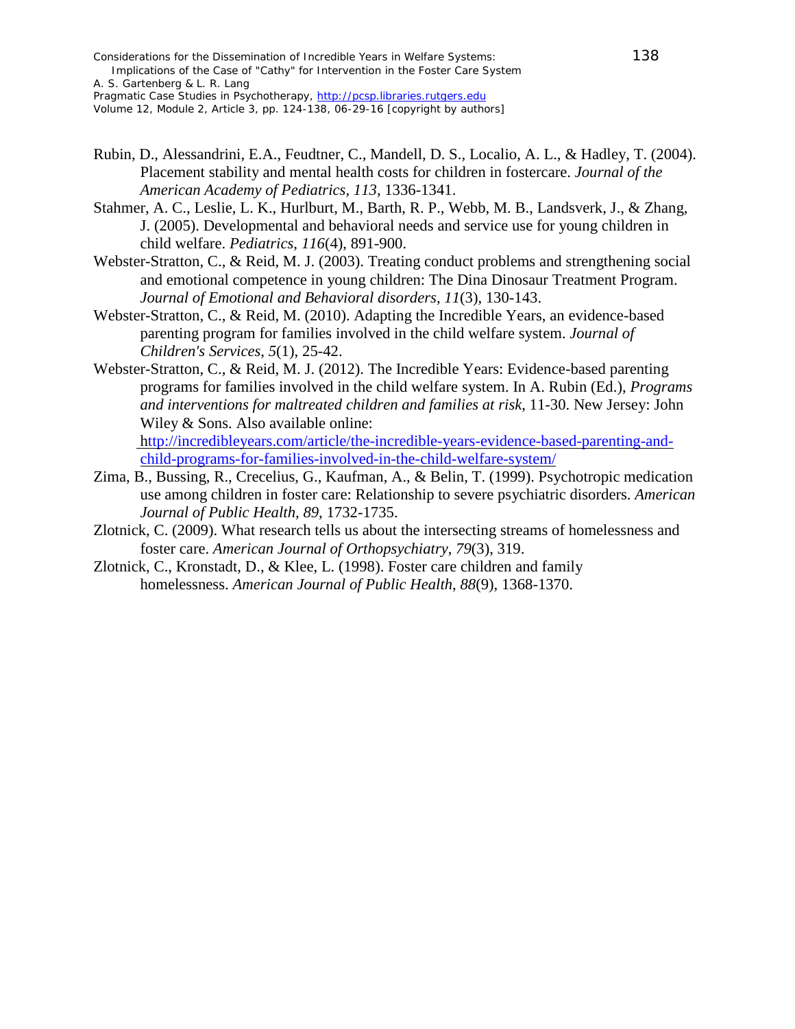Rubin, D., Alessandrini, E.A., Feudtner, C., Mandell, D. S., Localio, A. L., & Hadley, T. (2004). Placement stability and mental health costs for children in fostercare. *Journal of the American Academy of Pediatrics*, *113*, 1336-1341.

Stahmer, A. C., Leslie, L. K., Hurlburt, M., Barth, R. P., Webb, M. B., Landsverk, J., & Zhang, J. (2005). Developmental and behavioral needs and service use for young children in child welfare. *Pediatrics*, *116*(4), 891-900.

Webster-Stratton, C., & Reid, M. J. (2003). Treating conduct problems and strengthening social and emotional competence in young children: The Dina Dinosaur Treatment Program. *Journal of Emotional and Behavioral disorders*, *11*(3), 130-143.

Webster-Stratton, C., & Reid, M. (2010). Adapting the Incredible Years, an evidence-based parenting program for families involved in the child welfare system. *Journal of Children's Services*, *5*(1), 25-42.

Webster-Stratton, C., & Reid, M. J. (2012). The Incredible Years: Evidence-based parenting programs for families involved in the child welfare system. In A. Rubin (Ed.), *Programs and interventions for maltreated children and families at risk*, 11-30. New Jersey: John Wiley & Sons. Also available online: http://incredibleyears.com/article/the-incredible-years-evidence-based-parenting-and-child-programs-for-families-involved-in-the-child-welfare-system/

Zima, B., Bussing, R., Crecelius, G., Kaufman, A., & Belin, T. (1999). Psychotropic medication use among children in foster care: Relationship to severe psychiatric disorders. *American Journal of Public Health, 89,* 1732-1735.

Zlotnick, C. (2009). What research tells us about the intersecting streams of homelessness and foster care. *American Journal of Orthopsychiatry*, *79*(3), 319.

Zlotnick, C., Kronstadt, D., & Klee, L. (1998). Foster care children and family homelessness. *American Journal of Public Health*, *88*(9), 1368-1370.